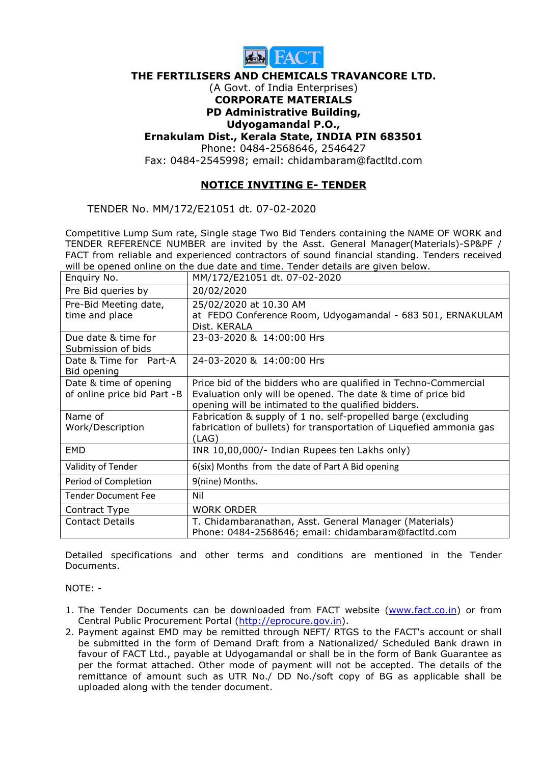**THE FERTILISERS AND CHEMICALS TRAVANCORE LTD.**
(A Govt. of India Enterprises)
**CORPORATE MATERIALS**
**PD Administrative Building,**
**Udyogamandal P.O.,**
**Ernakulam Dist., Kerala State, INDIA PIN 683501**
Phone: 0484-2568646, 2546427
Fax: 0484-2545998; email: chidambaram@factltd.com

## NOTICE INVITING E- TENDER

TENDER No. MM/172/E21051 dt. 07-02-2020

Competitive Lump Sum rate, Single stage Two Bid Tenders containing the NAME OF WORK and TENDER REFERENCE NUMBER are invited by the Asst. General Manager(Materials)-SP&PF / FACT from reliable and experienced contractors of sound financial standing. Tenders received will be opened online on the due date and time. Tender details are given below.

| Enquiry No. | MM/172/E21051 dt. 07-02-2020 |
|---|---|
| Pre Bid queries by | 20/02/2020 |
| Pre-Bid Meeting date, time and place | 25/02/2020 at 10.30 AM at FEDO Conference Room, Udyogamandal - 683 501, ERNAKULAM Dist. KERALA |
| Due date & time for Submission of bids | 23-03-2020 & 14:00:00 Hrs |
| Date & Time for Part-A Bid opening | 24-03-2020 & 14:00:00 Hrs |
| Date & time of opening of online price bid Part -B | Price bid of the bidders who are qualified in Techno-Commercial Evaluation only will be opened. The date & time of price bid opening will be intimated to the qualified bidders. |
| Name of Work/Description | Fabrication & supply of 1 no. self-propelled barge (excluding fabrication of bullets) for transportation of Liquefied ammonia gas (LAG) |
| EMD | INR 10,00,000/- Indian Rupees ten Lakhs only) |
| Validity of Tender | 6(six) Months from the date of Part A Bid opening |
| Period of Completion | 9(nine) Months. |
| Tender Document Fee | Nil |
| Contract Type | WORK ORDER |
| Contact Details | T. Chidambaranathan, Asst. General Manager (Materials) Phone: 0484-2568646; email: chidambaram@factltd.com |

Detailed specifications and other terms and conditions are mentioned in the Tender Documents.

NOTE: -

1. The Tender Documents can be downloaded from FACT website (www.fact.co.in) or from Central Public Procurement Portal (http://eprocure.gov.in).
2. Payment against EMD may be remitted through NEFT/ RTGS to the FACT's account or shall be submitted in the form of Demand Draft from a Nationalized/ Scheduled Bank drawn in favour of FACT Ltd., payable at Udyogamandal or shall be in the form of Bank Guarantee as per the format attached. Other mode of payment will not be accepted. The details of the remittance of amount such as UTR No./ DD No./soft copy of BG as applicable shall be uploaded along with the tender document.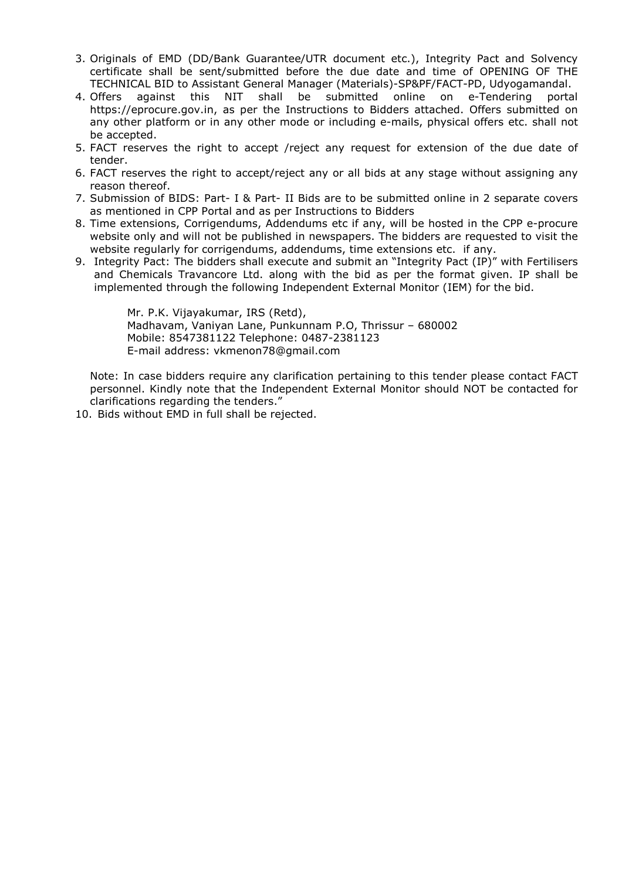3. Originals of EMD (DD/Bank Guarantee/UTR document etc.), Integrity Pact and Solvency certificate shall be sent/submitted before the due date and time of OPENING OF THE TECHNICAL BID to Assistant General Manager (Materials)-SP&PF/FACT-PD, Udyogamandal.
4. Offers against this NIT shall be submitted online on e-Tendering portal https://eprocure.gov.in, as per the Instructions to Bidders attached. Offers submitted on any other platform or in any other mode or including e-mails, physical offers etc. shall not be accepted.
5. FACT reserves the right to accept /reject any request for extension of the due date of tender.
6. FACT reserves the right to accept/reject any or all bids at any stage without assigning any reason thereof.
7. Submission of BIDS: Part- I & Part- II Bids are to be submitted online in 2 separate covers as mentioned in CPP Portal and as per Instructions to Bidders
8. Time extensions, Corrigendums, Addendums etc if any, will be hosted in the CPP e-procure website only and will not be published in newspapers. The bidders are requested to visit the website regularly for corrigendums, addendums, time extensions etc. if any.
9. Integrity Pact: The bidders shall execute and submit an "Integrity Pact (IP)" with Fertilisers and Chemicals Travancore Ltd. along with the bid as per the format given. IP shall be implemented through the following Independent External Monitor (IEM) for the bid.

   Mr. P.K. Vijayakumar, IRS (Retd),
   Madhavam, Vaniyan Lane, Punkunnam P.O, Thrissur – 680002
   Mobile: 8547381122 Telephone: 0487-2381123
   E-mail address: vkmenon78@gmail.com

   Note: In case bidders require any clarification pertaining to this tender please contact FACT personnel. Kindly note that the Independent External Monitor should NOT be contacted for clarifications regarding the tenders."
10. Bids without EMD in full shall be rejected.